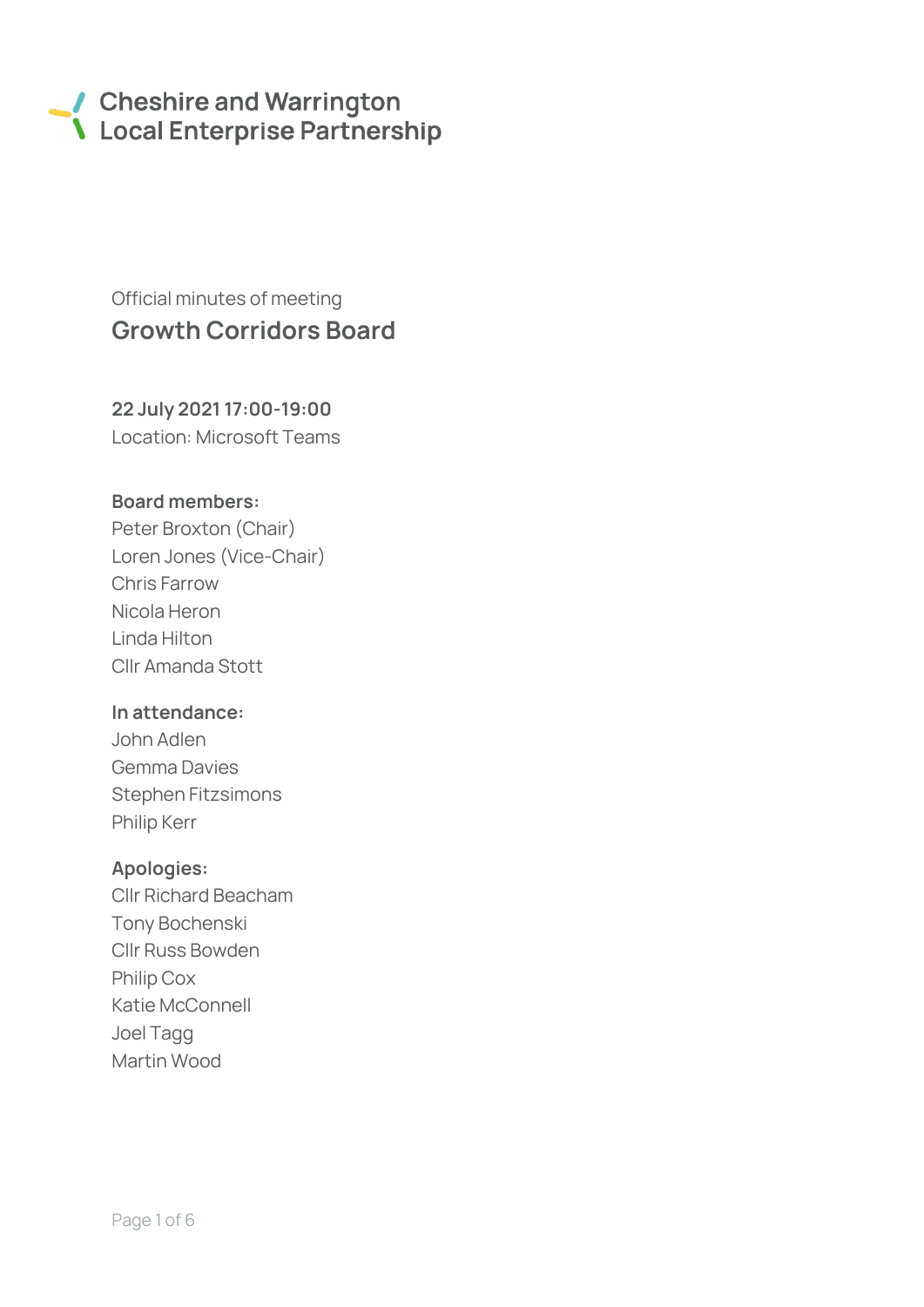Cheshire and Warrington
Local Enterprise Partnership

Official minutes of meeting

# Growth Corridors Board

**22 July 2021 17:00-19:00**
Location: Microsoft Teams

**Board members:**
Peter Broxton (Chair)
Loren Jones (Vice-Chair)
Chris Farrow
Nicola Heron
Linda Hilton
Cllr Amanda Stott

**In attendance:**
John Adlen
Gemma Davies
Stephen Fitzsimons
Philip Kerr

**Apologies:**
Cllr Richard Beacham
Tony Bochenski
Cllr Russ Bowden
Philip Cox
Katie McConnell
Joel Tagg
Martin Wood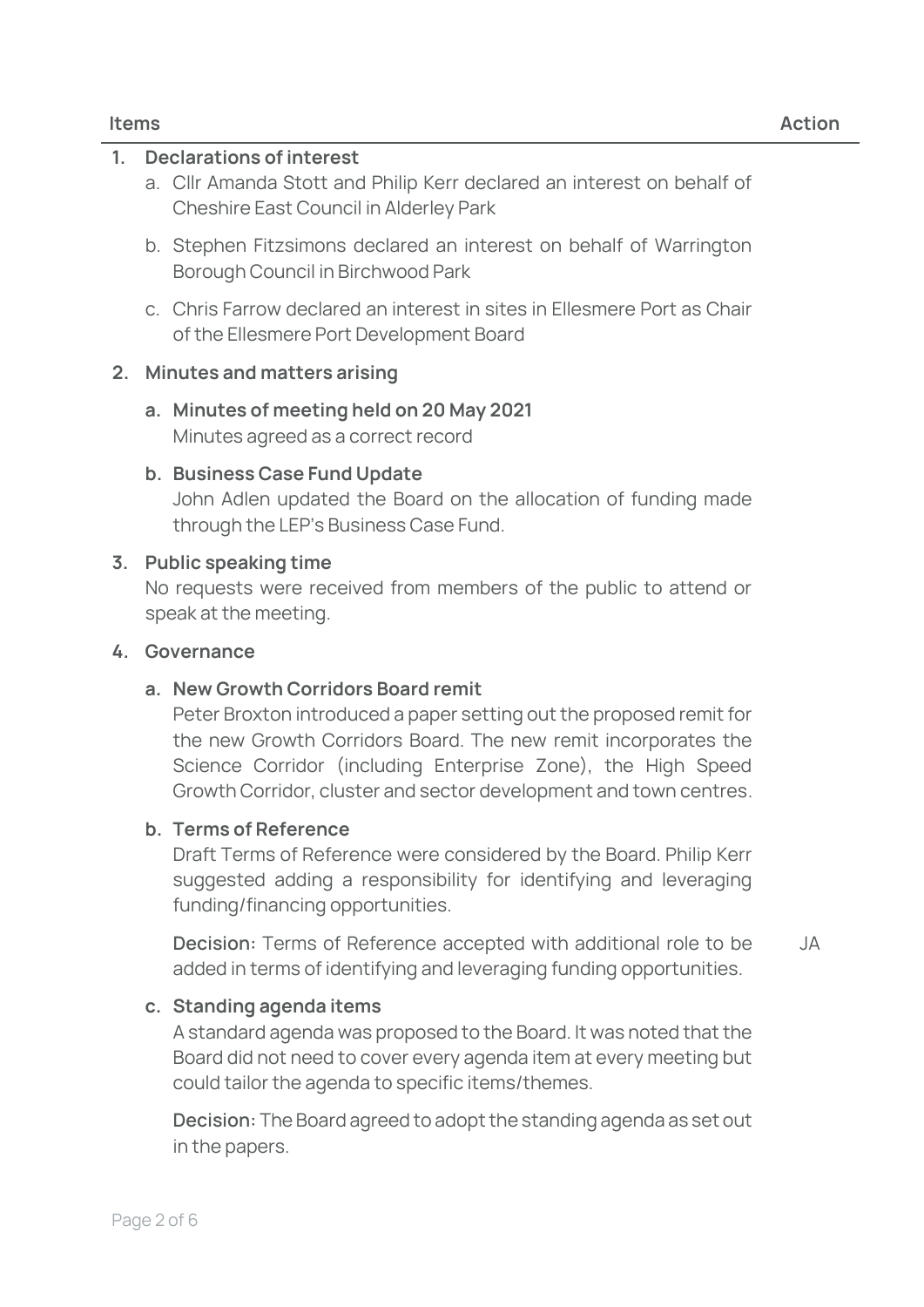| Items | Action |
|---|---|

1. **Declarations of interest**
   a. Cllr Amanda Stott and Philip Kerr declared an interest on behalf of Cheshire East Council in Alderley Park

   b. Stephen Fitzsimons declared an interest on behalf of Warrington Borough Council in Birchwood Park

   c. Chris Farrow declared an interest in sites in Ellesmere Port as Chair of the Ellesmere Port Development Board

2. **Minutes and matters arising**

   a. **Minutes of meeting held on 20 May 2021**
   Minutes agreed as a correct record

   b. **Business Case Fund Update**
   John Adlen updated the Board on the allocation of funding made through the LEP's Business Case Fund.

3. **Public speaking time**
   No requests were received from members of the public to attend or speak at the meeting.

4. **Governance**

   a. **New Growth Corridors Board remit**
   Peter Broxton introduced a paper setting out the proposed remit for the new Growth Corridors Board. The new remit incorporates the Science Corridor (including Enterprise Zone), the High Speed Growth Corridor, cluster and sector development and town centres.

   b. **Terms of Reference**
   Draft Terms of Reference were considered by the Board. Philip Kerr suggested adding a responsibility for identifying and leveraging funding/financing opportunities.

   **Decision:** Terms of Reference accepted with additional role to be added in terms of identifying and leveraging funding opportunities. — **Action: JA**

   c. **Standing agenda items**
   A standard agenda was proposed to the Board. It was noted that the Board did not need to cover every agenda item at every meeting but could tailor the agenda to specific items/themes.

   **Decision:** The Board agreed to adopt the standing agenda as set out in the papers.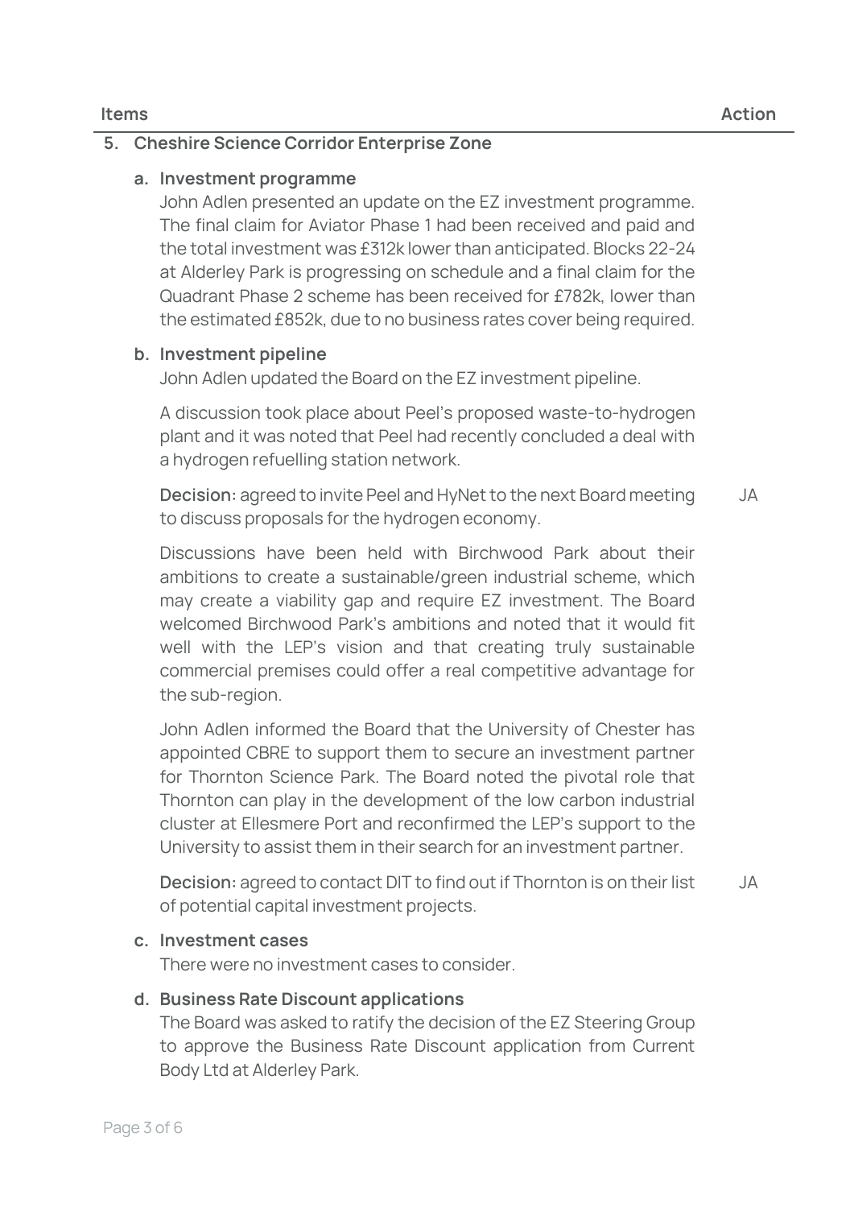| Items | Action |
|---|---|

**5. Cheshire Science Corridor Enterprise Zone**

**a. Investment programme**

John Adlen presented an update on the EZ investment programme. The final claim for Aviator Phase 1 had been received and paid and the total investment was £312k lower than anticipated. Blocks 22-24 at Alderley Park is progressing on schedule and a final claim for the Quadrant Phase 2 scheme has been received for £782k, lower than the estimated £852k, due to no business rates cover being required.

**b. Investment pipeline**

John Adlen updated the Board on the EZ investment pipeline.

A discussion took place about Peel's proposed waste-to-hydrogen plant and it was noted that Peel had recently concluded a deal with a hydrogen refuelling station network.

**Decision:** agreed to invite Peel and HyNet to the next Board meeting to discuss proposals for the hydrogen economy. — JA

Discussions have been held with Birchwood Park about their ambitions to create a sustainable/green industrial scheme, which may create a viability gap and require EZ investment. The Board welcomed Birchwood Park's ambitions and noted that it would fit well with the LEP's vision and that creating truly sustainable commercial premises could offer a real competitive advantage for the sub-region.

John Adlen informed the Board that the University of Chester has appointed CBRE to support them to secure an investment partner for Thornton Science Park. The Board noted the pivotal role that Thornton can play in the development of the low carbon industrial cluster at Ellesmere Port and reconfirmed the LEP's support to the University to assist them in their search for an investment partner.

**Decision:** agreed to contact DIT to find out if Thornton is on their list of potential capital investment projects. — JA

**c. Investment cases**

There were no investment cases to consider.

**d. Business Rate Discount applications**

The Board was asked to ratify the decision of the EZ Steering Group to approve the Business Rate Discount application from Current Body Ltd at Alderley Park.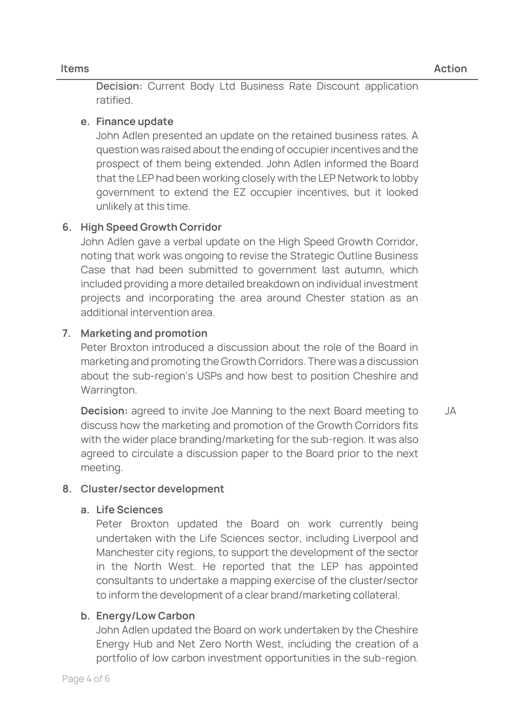| Items | Action |
|---|---|
| **Decision:** Current Body Ltd Business Rate Discount application ratified. | |
| **e. Finance update**<br>John Adlen presented an update on the retained business rates. A question was raised about the ending of occupier incentives and the prospect of them being extended. John Adlen informed the Board that the LEP had been working closely with the LEP Network to lobby government to extend the EZ occupier incentives, but it looked unlikely at this time. | |
| **6. High Speed Growth Corridor**<br>John Adlen gave a verbal update on the High Speed Growth Corridor, noting that work was ongoing to revise the Strategic Outline Business Case that had been submitted to government last autumn, which included providing a more detailed breakdown on individual investment projects and incorporating the area around Chester station as an additional intervention area. | |
| **7. Marketing and promotion**<br>Peter Broxton introduced a discussion about the role of the Board in marketing and promoting the Growth Corridors. There was a discussion about the sub-region's USPs and how best to position Cheshire and Warrington. | |
| **Decision:** agreed to invite Joe Manning to the next Board meeting to discuss how the marketing and promotion of the Growth Corridors fits with the wider place branding/marketing for the sub-region. It was also agreed to circulate a discussion paper to the Board prior to the next meeting. | JA |
| **8. Cluster/sector development** | |
| **a. Life Sciences**<br>Peter Broxton updated the Board on work currently being undertaken with the Life Sciences sector, including Liverpool and Manchester city regions, to support the development of the sector in the North West. He reported that the LEP has appointed consultants to undertake a mapping exercise of the cluster/sector to inform the development of a clear brand/marketing collateral. | |
| **b. Energy/Low Carbon**<br>John Adlen updated the Board on work undertaken by the Cheshire Energy Hub and Net Zero North West, including the creation of a portfolio of low carbon investment opportunities in the sub-region. | |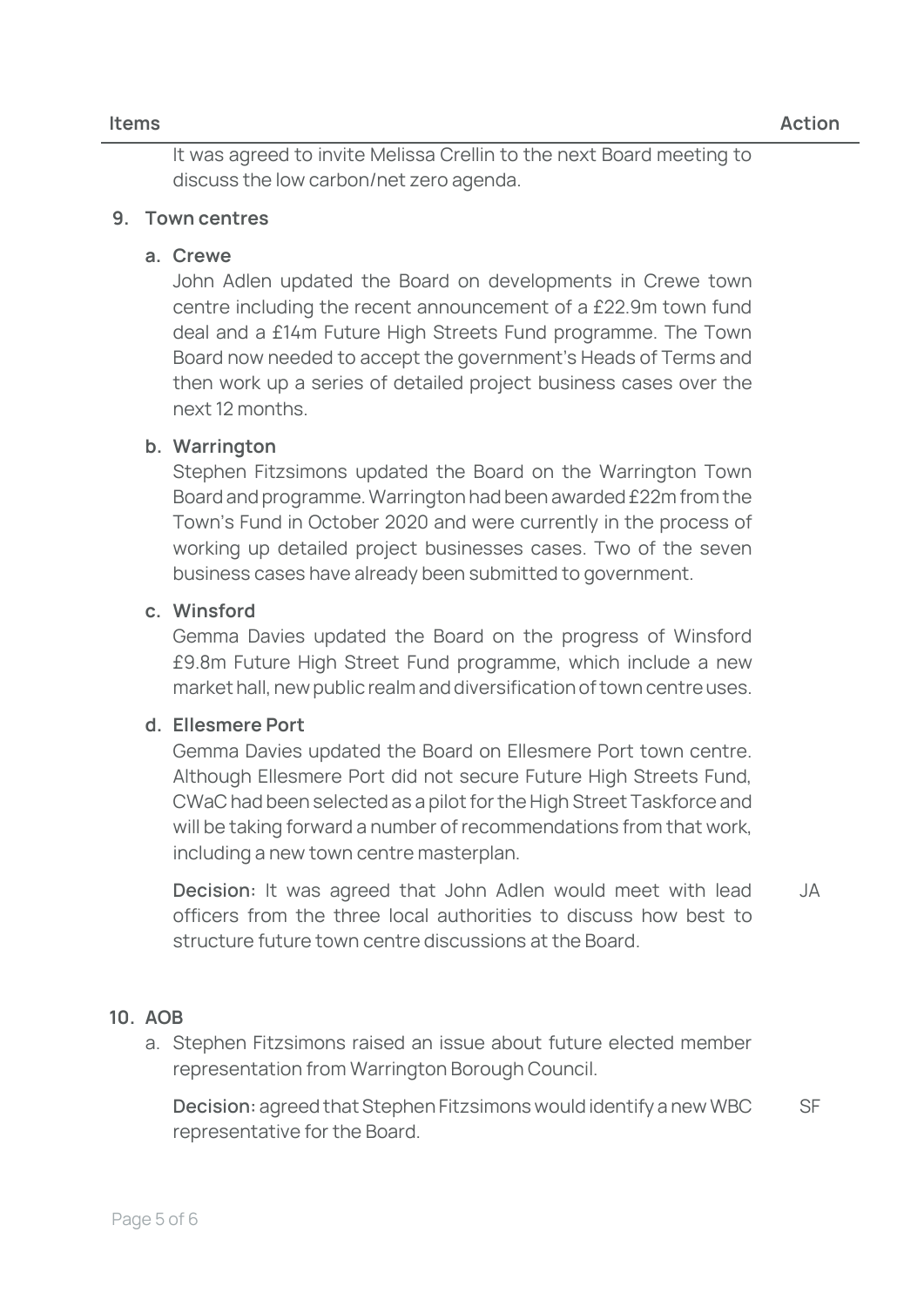| Items | Action |
|---|---|
| It was agreed to invite Melissa Crellin to the next Board meeting to discuss the low carbon/net zero agenda. | |

**9. Town centres**

**a. Crewe**

John Adlen updated the Board on developments in Crewe town centre including the recent announcement of a £22.9m town fund deal and a £14m Future High Streets Fund programme. The Town Board now needed to accept the government's Heads of Terms and then work up a series of detailed project business cases over the next 12 months.

**b. Warrington**

Stephen Fitzsimons updated the Board on the Warrington Town Board and programme. Warrington had been awarded £22m from the Town's Fund in October 2020 and were currently in the process of working up detailed project businesses cases. Two of the seven business cases have already been submitted to government.

**c. Winsford**

Gemma Davies updated the Board on the progress of Winsford £9.8m Future High Street Fund programme, which include a new market hall, new public realm and diversification of town centre uses.

**d. Ellesmere Port**

Gemma Davies updated the Board on Ellesmere Port town centre. Although Ellesmere Port did not secure Future High Streets Fund, CWaC had been selected as a pilot for the High Street Taskforce and will be taking forward a number of recommendations from that work, including a new town centre masterplan.

| | |
|---|---|
| **Decision:** It was agreed that John Adlen would meet with lead officers from the three local authorities to discuss how best to structure future town centre discussions at the Board. | JA |

**10. AOB**

a. Stephen Fitzsimons raised an issue about future elected member representation from Warrington Borough Council.

| | |
|---|---|
| **Decision:** agreed that Stephen Fitzsimons would identify a new WBC representative for the Board. | SF |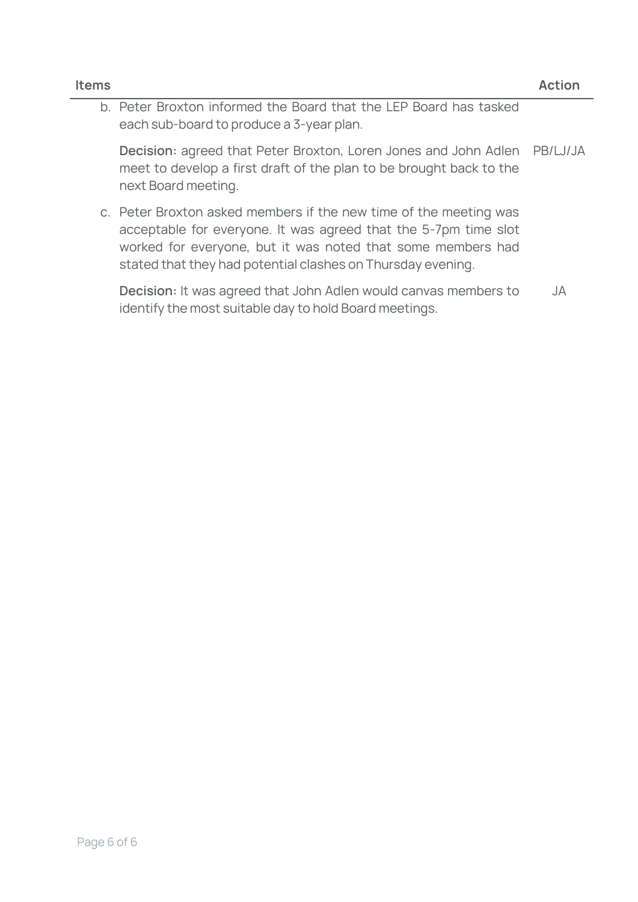| Items | Action |
|---|---|
| b. Peter Broxton informed the Board that the LEP Board has tasked each sub-board to produce a 3-year plan. | |
| **Decision:** agreed that Peter Broxton, Loren Jones and John Adlen meet to develop a first draft of the plan to be brought back to the next Board meeting. | PB/LJ/JA |
| c. Peter Broxton asked members if the new time of the meeting was acceptable for everyone. It was agreed that the 5-7pm time slot worked for everyone, but it was noted that some members had stated that they had potential clashes on Thursday evening. | |
| **Decision:** It was agreed that John Adlen would canvas members to identify the most suitable day to hold Board meetings. | JA |